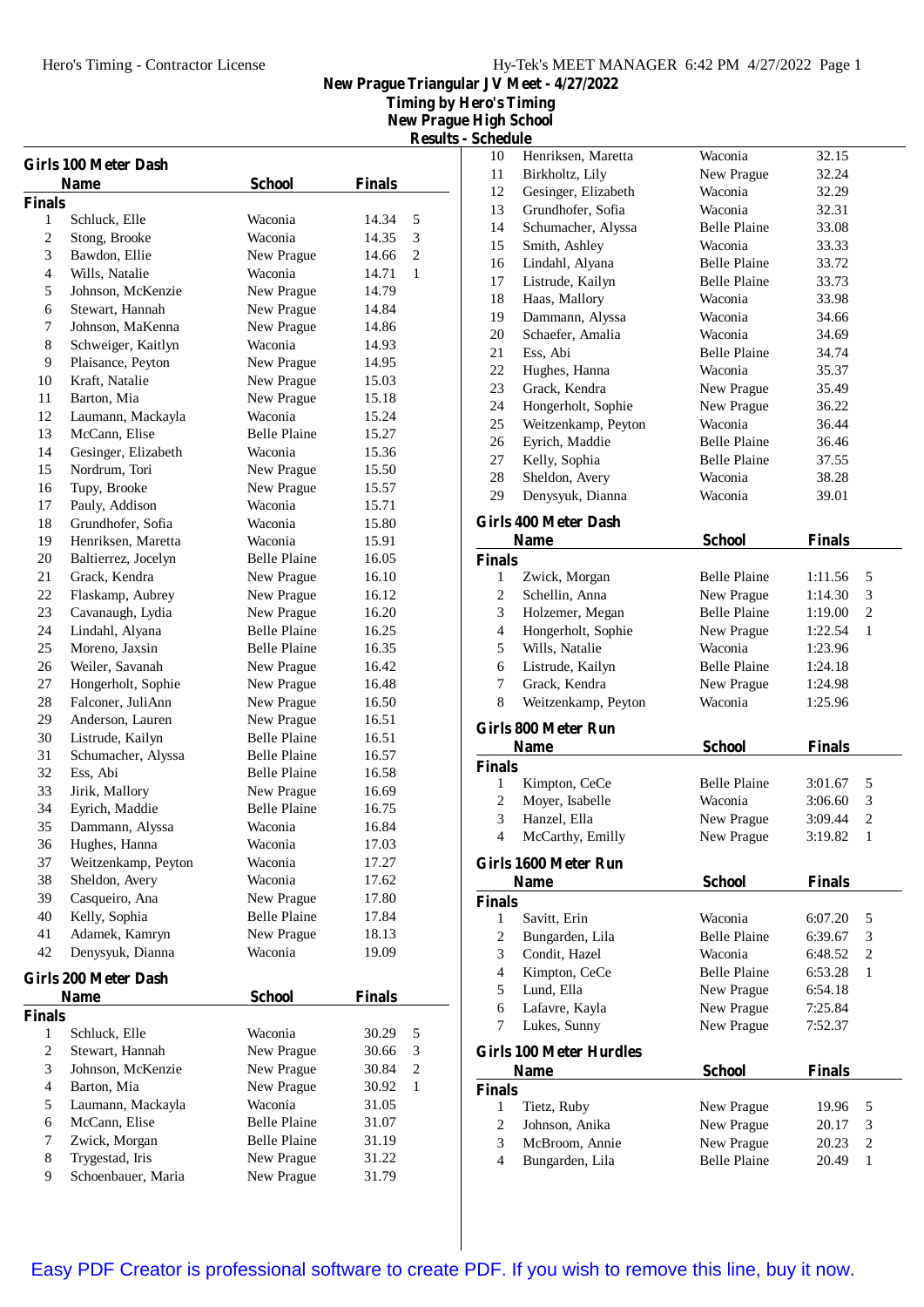Hero's Timing - Contractor License

Hy-Tek's MEET MANAGER 6:42 PM 4/27/2022

# New Prague Triangular JV Meet - 4/27/2022

**Timing by Hero's Timing**
**New Prague High School**
**Results - Schedule**

## Girls 100 Meter Dash

| | Name | School | Finals | |
|---|---|---|---|---|
| **Finals** | | | | |
| 1 | Schluck, Elle | Waconia | 14.34 | 5 |
| 2 | Stong, Brooke | Waconia | 14.35 | 3 |
| 3 | Bawdon, Ellie | New Prague | 14.66 | 2 |
| 4 | Wills, Natalie | Waconia | 14.71 | 1 |
| 5 | Johnson, McKenzie | New Prague | 14.79 | |
| 6 | Stewart, Hannah | New Prague | 14.84 | |
| 7 | Johnson, MaKenna | New Prague | 14.86 | |
| 8 | Schweiger, Kaitlyn | Waconia | 14.93 | |
| 9 | Plaisance, Peyton | New Prague | 14.95 | |
| 10 | Kraft, Natalie | New Prague | 15.03 | |
| 11 | Barton, Mia | New Prague | 15.18 | |
| 12 | Laumann, Mackayla | Waconia | 15.24 | |
| 13 | McCann, Elise | Belle Plaine | 15.27 | |
| 14 | Gesinger, Elizabeth | Waconia | 15.36 | |
| 15 | Nordrum, Tori | New Prague | 15.50 | |
| 16 | Tupy, Brooke | New Prague | 15.57 | |
| 17 | Pauly, Addison | Waconia | 15.71 | |
| 18 | Grundhofer, Sofia | Waconia | 15.80 | |
| 19 | Henriksen, Maretta | Waconia | 15.91 | |
| 20 | Baltierrez, Jocelyn | Belle Plaine | 16.05 | |
| 21 | Grack, Kendra | New Prague | 16.10 | |
| 22 | Flaskamp, Aubrey | New Prague | 16.12 | |
| 23 | Cavanaugh, Lydia | New Prague | 16.20 | |
| 24 | Lindahl, Alyana | Belle Plaine | 16.25 | |
| 25 | Moreno, Jaxsin | Belle Plaine | 16.35 | |
| 26 | Weiler, Savanah | New Prague | 16.42 | |
| 27 | Hongerholt, Sophie | New Prague | 16.48 | |
| 28 | Falconer, JuliAnn | New Prague | 16.50 | |
| 29 | Anderson, Lauren | New Prague | 16.51 | |
| 30 | Listrude, Kailyn | Belle Plaine | 16.51 | |
| 31 | Schumacher, Alyssa | Belle Plaine | 16.57 | |
| 32 | Ess, Abi | Belle Plaine | 16.58 | |
| 33 | Jirik, Mallory | New Prague | 16.69 | |
| 34 | Eyrich, Maddie | Belle Plaine | 16.75 | |
| 35 | Dammann, Alyssa | Waconia | 16.84 | |
| 36 | Hughes, Hanna | Waconia | 17.03 | |
| 37 | Weitzenkamp, Peyton | Waconia | 17.27 | |
| 38 | Sheldon, Avery | Waconia | 17.62 | |
| 39 | Casqueiro, Ana | New Prague | 17.80 | |
| 40 | Kelly, Sophia | Belle Plaine | 17.84 | |
| 41 | Adamek, Kamryn | New Prague | 18.13 | |
| 42 | Denysyuk, Dianna | Waconia | 19.09 | |

## Girls 200 Meter Dash

| | Name | School | Finals | |
|---|---|---|---|---|
| **Finals** | | | | |
| 1 | Schluck, Elle | Waconia | 30.29 | 5 |
| 2 | Stewart, Hannah | New Prague | 30.66 | 3 |
| 3 | Johnson, McKenzie | New Prague | 30.84 | 2 |
| 4 | Barton, Mia | New Prague | 30.92 | 1 |
| 5 | Laumann, Mackayla | Waconia | 31.05 | |
| 6 | McCann, Elise | Belle Plaine | 31.07 | |
| 7 | Zwick, Morgan | Belle Plaine | 31.19 | |
| 8 | Trygestad, Iris | New Prague | 31.22 | |
| 9 | Schoenbauer, Maria | New Prague | 31.79 | |
| 10 | Henriksen, Maretta | Waconia | 32.15 | |
| 11 | Birkholtz, Lily | New Prague | 32.24 | |
| 12 | Gesinger, Elizabeth | Waconia | 32.29 | |
| 13 | Grundhofer, Sofia | Waconia | 32.31 | |
| 14 | Schumacher, Alyssa | Belle Plaine | 33.08 | |
| 15 | Smith, Ashley | Waconia | 33.33 | |
| 16 | Lindahl, Alyana | Belle Plaine | 33.72 | |
| 17 | Listrude, Kailyn | Belle Plaine | 33.73 | |
| 18 | Haas, Mallory | Waconia | 33.98 | |
| 19 | Dammann, Alyssa | Waconia | 34.66 | |
| 20 | Schaefer, Amalia | Waconia | 34.69 | |
| 21 | Ess, Abi | Belle Plaine | 34.74 | |
| 22 | Hughes, Hanna | Waconia | 35.37 | |
| 23 | Grack, Kendra | New Prague | 35.49 | |
| 24 | Hongerholt, Sophie | New Prague | 36.22 | |
| 25 | Weitzenkamp, Peyton | Waconia | 36.44 | |
| 26 | Eyrich, Maddie | Belle Plaine | 36.46 | |
| 27 | Kelly, Sophia | Belle Plaine | 37.55 | |
| 28 | Sheldon, Avery | Waconia | 38.28 | |
| 29 | Denysyuk, Dianna | Waconia | 39.01 | |

## Girls 400 Meter Dash

| | Name | School | Finals | |
|---|---|---|---|---|
| **Finals** | | | | |
| 1 | Zwick, Morgan | Belle Plaine | 1:11.56 | 5 |
| 2 | Schellin, Anna | New Prague | 1:14.30 | 3 |
| 3 | Holzemer, Megan | Belle Plaine | 1:19.00 | 2 |
| 4 | Hongerholt, Sophie | New Prague | 1:22.54 | 1 |
| 5 | Wills, Natalie | Waconia | 1:23.96 | |
| 6 | Listrude, Kailyn | Belle Plaine | 1:24.18 | |
| 7 | Grack, Kendra | New Prague | 1:24.98 | |
| 8 | Weitzenkamp, Peyton | Waconia | 1:25.96 | |

## Girls 800 Meter Run

| | Name | School | Finals | |
|---|---|---|---|---|
| **Finals** | | | | |
| 1 | Kimpton, CeCe | Belle Plaine | 3:01.67 | 5 |
| 2 | Moyer, Isabelle | Waconia | 3:06.60 | 3 |
| 3 | Hanzel, Ella | New Prague | 3:09.44 | 2 |
| 4 | McCarthy, Emilly | New Prague | 3:19.82 | 1 |

## Girls 1600 Meter Run

| | Name | School | Finals | |
|---|---|---|---|---|
| **Finals** | | | | |
| 1 | Savitt, Erin | Waconia | 6:07.20 | 5 |
| 2 | Bungarden, Lila | Belle Plaine | 6:39.67 | 3 |
| 3 | Condit, Hazel | Waconia | 6:48.52 | 2 |
| 4 | Kimpton, CeCe | Belle Plaine | 6:53.28 | 1 |
| 5 | Lund, Ella | New Prague | 6:54.18 | |
| 6 | Lafavre, Kayla | New Prague | 7:25.84 | |
| 7 | Lukes, Sunny | New Prague | 7:52.37 | |

## Girls 100 Meter Hurdles

| | Name | School | Finals | |
|---|---|---|---|---|
| **Finals** | | | | |
| 1 | Tietz, Ruby | New Prague | 19.96 | 5 |
| 2 | Johnson, Anika | New Prague | 20.17 | 3 |
| 3 | McBroom, Annie | New Prague | 20.23 | 2 |
| 4 | Bungarden, Lila | Belle Plaine | 20.49 | 1 |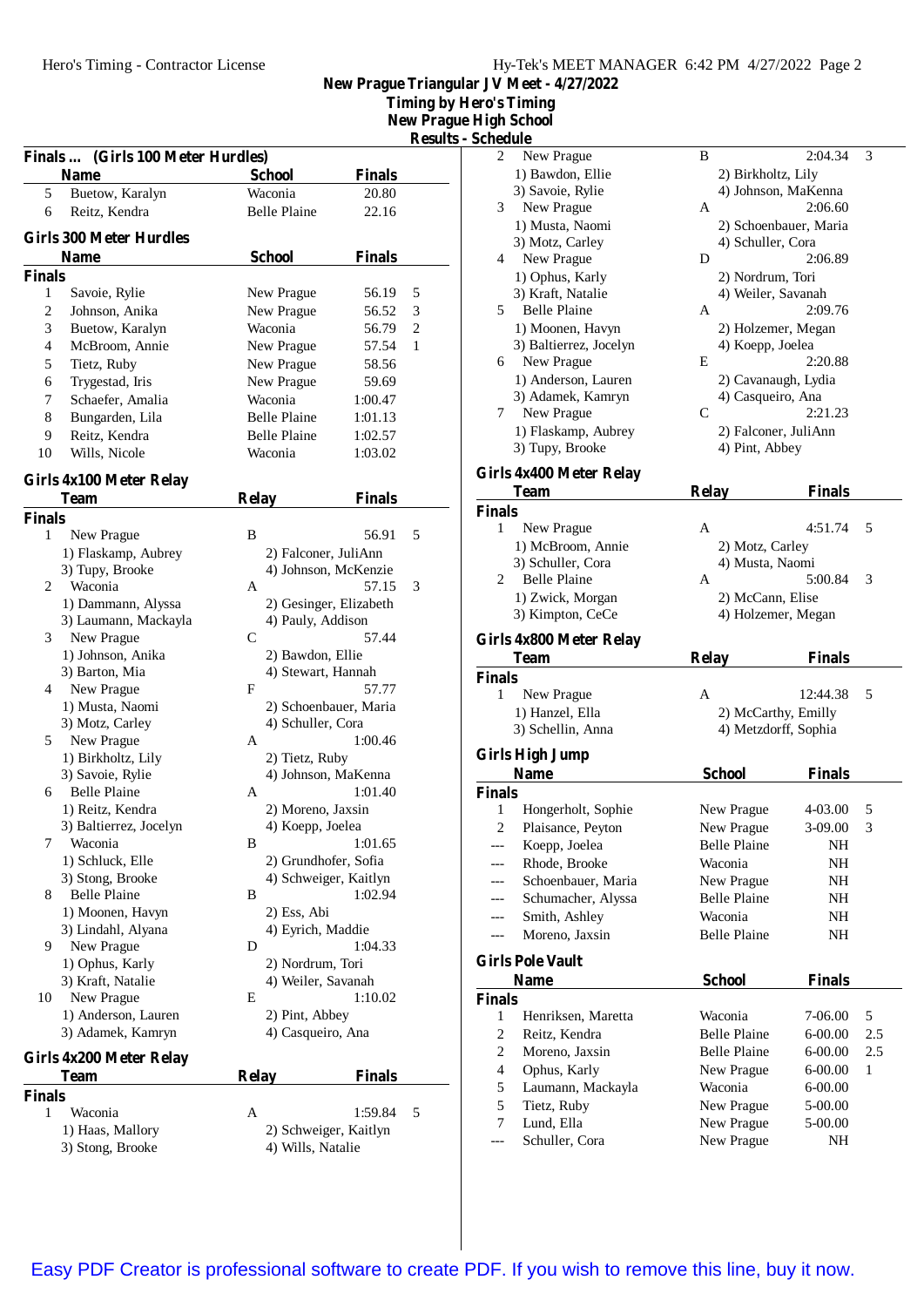## New Prague Triangular JV Meet - 4/27/2022
### Timing by Hero's Timing
### New Prague High School
### Results - Schedule

### Finals ... (Girls 100 Meter Hurdles)

| | Name | School | Finals | |
|---|---|---|---|---|
| 5 | Buetow, Karalyn | Waconia | 20.80 | |
| 6 | Reitz, Kendra | Belle Plaine | 22.16 | |

### Girls 300 Meter Hurdles

| | Name | School | Finals | |
|---|---|---|---|---|
| **Finals** | | | | |
| 1 | Savoie, Rylie | New Prague | 56.19 | 5 |
| 2 | Johnson, Anika | New Prague | 56.52 | 3 |
| 3 | Buetow, Karalyn | Waconia | 56.79 | 2 |
| 4 | McBroom, Annie | New Prague | 57.54 | 1 |
| 5 | Tietz, Ruby | New Prague | 58.56 | |
| 6 | Trygestad, Iris | New Prague | 59.69 | |
| 7 | Schaefer, Amalia | Waconia | 1:00.47 | |
| 8 | Bungarden, Lila | Belle Plaine | 1:01.13 | |
| 9 | Reitz, Kendra | Belle Plaine | 1:02.57 | |
| 10 | Wills, Nicole | Waconia | 1:03.02 | |

### Girls 4x100 Meter Relay

| | Team | Relay | Finals | |
|---|---|---|---|---|
| **Finals** | | | | |
| 1 | New Prague | B | 56.91 | 5 |
| | 1) Flaskamp, Aubrey | 2) Falconer, JuliAnn | | |
| | 3) Tupy, Brooke | 4) Johnson, McKenzie | | |
| 2 | Waconia | A | 57.15 | 3 |
| | 1) Dammann, Alyssa | 2) Gesinger, Elizabeth | | |
| | 3) Laumann, Mackayla | 4) Pauly, Addison | | |
| 3 | New Prague | C | 57.44 | |
| | 1) Johnson, Anika | 2) Bawdon, Ellie | | |
| | 3) Barton, Mia | 4) Stewart, Hannah | | |
| 4 | New Prague | F | 57.77 | |
| | 1) Musta, Naomi | 2) Schoenbauer, Maria | | |
| | 3) Motz, Carley | 4) Schuller, Cora | | |
| 5 | New Prague | A | 1:00.46 | |
| | 1) Birkholtz, Lily | 2) Tietz, Ruby | | |
| | 3) Savoie, Rylie | 4) Johnson, MaKenna | | |
| 6 | Belle Plaine | A | 1:01.40 | |
| | 1) Reitz, Kendra | 2) Moreno, Jaxsin | | |
| | 3) Baltierrez, Jocelyn | 4) Koepp, Joelea | | |
| 7 | Waconia | B | 1:01.65 | |
| | 1) Schluck, Elle | 2) Grundhofer, Sofia | | |
| | 3) Stong, Brooke | 4) Schweiger, Kaitlyn | | |
| 8 | Belle Plaine | B | 1:02.94 | |
| | 1) Moonen, Havyn | 2) Ess, Abi | | |
| | 3) Lindahl, Alyana | 4) Eyrich, Maddie | | |
| 9 | New Prague | D | 1:04.33 | |
| | 1) Ophus, Karly | 2) Nordrum, Tori | | |
| | 3) Kraft, Natalie | 4) Weiler, Savanah | | |
| 10 | New Prague | E | 1:10.02 | |
| | 1) Anderson, Lauren | 2) Pint, Abbey | | |
| | 3) Adamek, Kamryn | 4) Casqueiro, Ana | | |

### Girls 4x200 Meter Relay

| | Team | Relay | Finals | |
|---|---|---|---|---|
| **Finals** | | | | |
| 1 | Waconia | A | 1:59.84 | 5 |
| | 1) Haas, Mallory | 2) Schweiger, Kaitlyn | | |
| | 3) Stong, Brooke | 4) Wills, Natalie | | |
| 2 | New Prague | B | 2:04.34 | 3 |
| | 1) Bawdon, Ellie | 2) Birkholtz, Lily | | |
| | 3) Savoie, Rylie | 4) Johnson, MaKenna | | |
| 3 | New Prague | A | 2:06.60 | |
| | 1) Musta, Naomi | 2) Schoenbauer, Maria | | |
| | 3) Motz, Carley | 4) Schuller, Cora | | |
| 4 | New Prague | D | 2:06.89 | |
| | 1) Ophus, Karly | 2) Nordrum, Tori | | |
| | 3) Kraft, Natalie | 4) Weiler, Savanah | | |
| 5 | Belle Plaine | A | 2:09.76 | |
| | 1) Moonen, Havyn | 2) Holzemer, Megan | | |
| | 3) Baltierrez, Jocelyn | 4) Koepp, Joelea | | |
| 6 | New Prague | E | 2:20.88 | |
| | 1) Anderson, Lauren | 2) Cavanaugh, Lydia | | |
| | 3) Adamek, Kamryn | 4) Casqueiro, Ana | | |
| 7 | New Prague | C | 2:21.23 | |
| | 1) Flaskamp, Aubrey | 2) Falconer, JuliAnn | | |
| | 3) Tupy, Brooke | 4) Pint, Abbey | | |

### Girls 4x400 Meter Relay

| | Team | Relay | Finals | |
|---|---|---|---|---|
| **Finals** | | | | |
| 1 | New Prague | A | 4:51.74 | 5 |
| | 1) McBroom, Annie | 2) Motz, Carley | | |
| | 3) Schuller, Cora | 4) Musta, Naomi | | |
| 2 | Belle Plaine | A | 5:00.84 | 3 |
| | 1) Zwick, Morgan | 2) McCann, Elise | | |
| | 3) Kimpton, CeCe | 4) Holzemer, Megan | | |

### Girls 4x800 Meter Relay

| | Team | Relay | Finals | |
|---|---|---|---|---|
| **Finals** | | | | |
| 1 | New Prague | A | 12:44.38 | 5 |
| | 1) Hanzel, Ella | 2) McCarthy, Emilly | | |
| | 3) Schellin, Anna | 4) Metzdorff, Sophia | | |

### Girls High Jump

| | Name | School | Finals | |
|---|---|---|---|---|
| **Finals** | | | | |
| 1 | Hongerholt, Sophie | New Prague | 4-03.00 | 5 |
| 2 | Plaisance, Peyton | New Prague | 3-09.00 | 3 |
| --- | Koepp, Joelea | Belle Plaine | NH | |
| --- | Rhode, Brooke | Waconia | NH | |
| --- | Schoenbauer, Maria | New Prague | NH | |
| --- | Schumacher, Alyssa | Belle Plaine | NH | |
| --- | Smith, Ashley | Waconia | NH | |
| --- | Moreno, Jaxsin | Belle Plaine | NH | |

### Girls Pole Vault

| | Name | School | Finals | |
|---|---|---|---|---|
| **Finals** | | | | |
| 1 | Henriksen, Maretta | Waconia | 7-06.00 | 5 |
| 2 | Reitz, Kendra | Belle Plaine | 6-00.00 | 2.5 |
| 2 | Moreno, Jaxsin | Belle Plaine | 6-00.00 | 2.5 |
| 4 | Ophus, Karly | New Prague | 6-00.00 | 1 |
| 5 | Laumann, Mackayla | Waconia | 6-00.00 | |
| 5 | Tietz, Ruby | New Prague | 5-00.00 | |
| 7 | Lund, Ella | New Prague | 5-00.00 | |
| --- | Schuller, Cora | New Prague | NH | |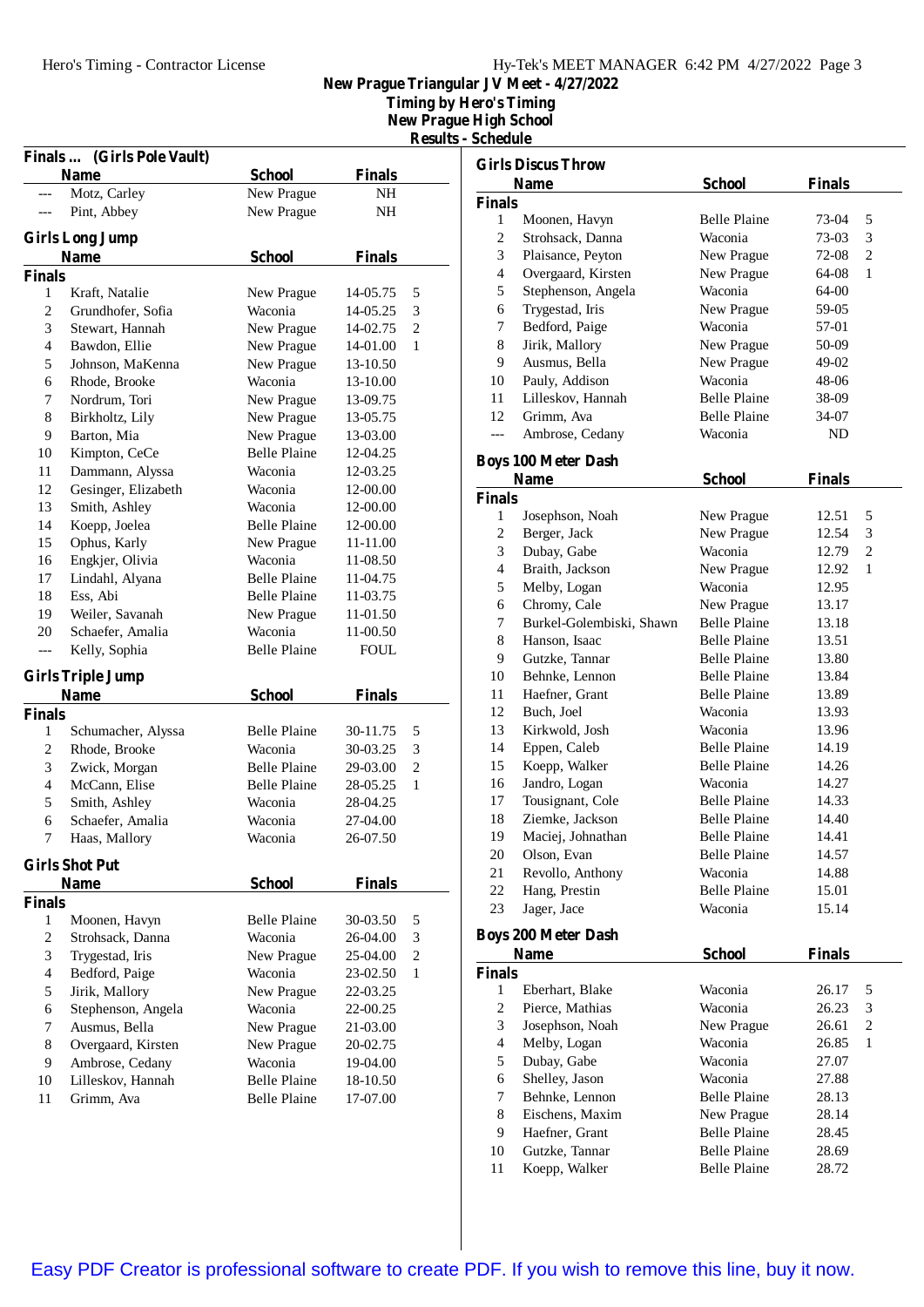**New Prague Triangular JV Meet - 4/27/2022**
**Timing by Hero's Timing**
**New Prague High School**
**Results - Schedule**

### Finals ... (Girls Pole Vault)

| | Name | School | Finals | |
|---|---|---|---|---|
| --- | Motz, Carley | New Prague | NH | |
| --- | Pint, Abbey | New Prague | NH | |

### Girls Long Jump

| | Name | School | Finals | |
|---|---|---|---|---|
| **Finals** | | | | |
| 1 | Kraft, Natalie | New Prague | 14-05.75 | 5 |
| 2 | Grundhofer, Sofia | Waconia | 14-05.25 | 3 |
| 3 | Stewart, Hannah | New Prague | 14-02.75 | 2 |
| 4 | Bawdon, Ellie | New Prague | 14-01.00 | 1 |
| 5 | Johnson, MaKenna | New Prague | 13-10.50 | |
| 6 | Rhode, Brooke | Waconia | 13-10.00 | |
| 7 | Nordrum, Tori | New Prague | 13-09.75 | |
| 8 | Birkholtz, Lily | New Prague | 13-05.75 | |
| 9 | Barton, Mia | New Prague | 13-03.00 | |
| 10 | Kimpton, CeCe | Belle Plaine | 12-04.25 | |
| 11 | Dammann, Alyssa | Waconia | 12-03.25 | |
| 12 | Gesinger, Elizabeth | Waconia | 12-00.00 | |
| 13 | Smith, Ashley | Waconia | 12-00.00 | |
| 14 | Koepp, Joelea | Belle Plaine | 12-00.00 | |
| 15 | Ophus, Karly | New Prague | 11-11.00 | |
| 16 | Engkjer, Olivia | Waconia | 11-08.50 | |
| 17 | Lindahl, Alyana | Belle Plaine | 11-04.75 | |
| 18 | Ess, Abi | Belle Plaine | 11-03.75 | |
| 19 | Weiler, Savanah | New Prague | 11-01.50 | |
| 20 | Schaefer, Amalia | Waconia | 11-00.50 | |
| --- | Kelly, Sophia | Belle Plaine | FOUL | |

### Girls Triple Jump

| | Name | School | Finals | |
|---|---|---|---|---|
| **Finals** | | | | |
| 1 | Schumacher, Alyssa | Belle Plaine | 30-11.75 | 5 |
| 2 | Rhode, Brooke | Waconia | 30-03.25 | 3 |
| 3 | Zwick, Morgan | Belle Plaine | 29-03.00 | 2 |
| 4 | McCann, Elise | Belle Plaine | 28-05.25 | 1 |
| 5 | Smith, Ashley | Waconia | 28-04.25 | |
| 6 | Schaefer, Amalia | Waconia | 27-04.00 | |
| 7 | Haas, Mallory | Waconia | 26-07.50 | |

### Girls Shot Put

| | Name | School | Finals | |
|---|---|---|---|---|
| **Finals** | | | | |
| 1 | Moonen, Havyn | Belle Plaine | 30-03.50 | 5 |
| 2 | Strohsack, Danna | Waconia | 26-04.00 | 3 |
| 3 | Trygestad, Iris | New Prague | 25-04.00 | 2 |
| 4 | Bedford, Paige | Waconia | 23-02.50 | 1 |
| 5 | Jirik, Mallory | New Prague | 22-03.25 | |
| 6 | Stephenson, Angela | Waconia | 22-00.25 | |
| 7 | Ausmus, Bella | New Prague | 21-03.00 | |
| 8 | Overgaard, Kirsten | New Prague | 20-02.75 | |
| 9 | Ambrose, Cedany | Waconia | 19-04.00 | |
| 10 | Lilleskov, Hannah | Belle Plaine | 18-10.50 | |
| 11 | Grimm, Ava | Belle Plaine | 17-07.00 | |

### Girls Discus Throw

| | Name | School | Finals | |
|---|---|---|---|---|
| **Finals** | | | | |
| 1 | Moonen, Havyn | Belle Plaine | 73-04 | 5 |
| 2 | Strohsack, Danna | Waconia | 73-03 | 3 |
| 3 | Plaisance, Peyton | New Prague | 72-08 | 2 |
| 4 | Overgaard, Kirsten | New Prague | 64-08 | 1 |
| 5 | Stephenson, Angela | Waconia | 64-00 | |
| 6 | Trygestad, Iris | New Prague | 59-05 | |
| 7 | Bedford, Paige | Waconia | 57-01 | |
| 8 | Jirik, Mallory | New Prague | 50-09 | |
| 9 | Ausmus, Bella | New Prague | 49-02 | |
| 10 | Pauly, Addison | Waconia | 48-06 | |
| 11 | Lilleskov, Hannah | Belle Plaine | 38-09 | |
| 12 | Grimm, Ava | Belle Plaine | 34-07 | |
| --- | Ambrose, Cedany | Waconia | ND | |

### Boys 100 Meter Dash

| | Name | School | Finals | |
|---|---|---|---|---|
| **Finals** | | | | |
| 1 | Josephson, Noah | New Prague | 12.51 | 5 |
| 2 | Berger, Jack | New Prague | 12.54 | 3 |
| 3 | Dubay, Gabe | Waconia | 12.79 | 2 |
| 4 | Braith, Jackson | New Prague | 12.92 | 1 |
| 5 | Melby, Logan | Waconia | 12.95 | |
| 6 | Chromy, Cale | New Prague | 13.17 | |
| 7 | Burkel-Golembiski, Shawn | Belle Plaine | 13.18 | |
| 8 | Hanson, Isaac | Belle Plaine | 13.51 | |
| 9 | Gutzke, Tannar | Belle Plaine | 13.80 | |
| 10 | Behnke, Lennon | Belle Plaine | 13.84 | |
| 11 | Haefner, Grant | Belle Plaine | 13.89 | |
| 12 | Buch, Joel | Waconia | 13.93 | |
| 13 | Kirkwold, Josh | Waconia | 13.96 | |
| 14 | Eppen, Caleb | Belle Plaine | 14.19 | |
| 15 | Koepp, Walker | Belle Plaine | 14.26 | |
| 16 | Jandro, Logan | Waconia | 14.27 | |
| 17 | Tousignant, Cole | Belle Plaine | 14.33 | |
| 18 | Ziemke, Jackson | Belle Plaine | 14.40 | |
| 19 | Maciej, Johnathan | Belle Plaine | 14.41 | |
| 20 | Olson, Evan | Belle Plaine | 14.57 | |
| 21 | Revollo, Anthony | Waconia | 14.88 | |
| 22 | Hang, Prestin | Belle Plaine | 15.01 | |
| 23 | Jager, Jace | Waconia | 15.14 | |

### Boys 200 Meter Dash

| | Name | School | Finals | |
|---|---|---|---|---|
| **Finals** | | | | |
| 1 | Eberhart, Blake | Waconia | 26.17 | 5 |
| 2 | Pierce, Mathias | Waconia | 26.23 | 3 |
| 3 | Josephson, Noah | New Prague | 26.61 | 2 |
| 4 | Melby, Logan | Waconia | 26.85 | 1 |
| 5 | Dubay, Gabe | Waconia | 27.07 | |
| 6 | Shelley, Jason | Waconia | 27.88 | |
| 7 | Behnke, Lennon | Belle Plaine | 28.13 | |
| 8 | Eischens, Maxim | New Prague | 28.14 | |
| 9 | Haefner, Grant | Belle Plaine | 28.45 | |
| 10 | Gutzke, Tannar | Belle Plaine | 28.69 | |
| 11 | Koepp, Walker | Belle Plaine | 28.72 | |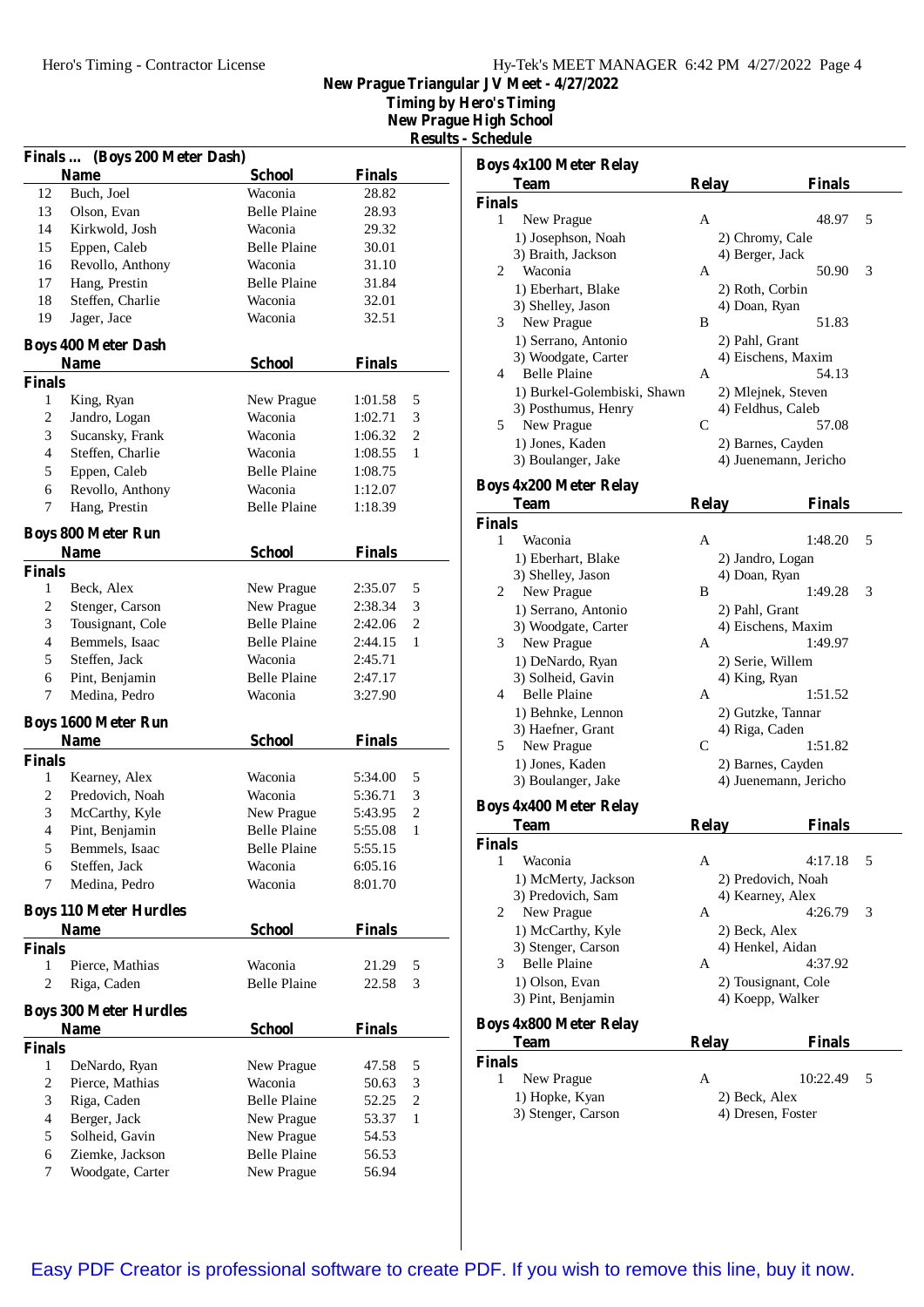New Prague Triangular JV Meet - 4/27/2022
Timing by Hero's Timing
New Prague High School
Results - Schedule

### Finals ... (Boys 200 Meter Dash)

| | Name | School | Finals | |
|---|---|---|---|---|
| 12 | Buch, Joel | Waconia | 28.82 | |
| 13 | Olson, Evan | Belle Plaine | 28.93 | |
| 14 | Kirkwold, Josh | Waconia | 29.32 | |
| 15 | Eppen, Caleb | Belle Plaine | 30.01 | |
| 16 | Revollo, Anthony | Waconia | 31.10 | |
| 17 | Hang, Prestin | Belle Plaine | 31.84 | |
| 18 | Steffen, Charlie | Waconia | 32.01 | |
| 19 | Jager, Jace | Waconia | 32.51 | |

### Boys 400 Meter Dash

| | Name | School | Finals | |
|---|---|---|---|---|
| **Finals** | | | | |
| 1 | King, Ryan | New Prague | 1:01.58 | 5 |
| 2 | Jandro, Logan | Waconia | 1:02.71 | 3 |
| 3 | Sucansky, Frank | Waconia | 1:06.32 | 2 |
| 4 | Steffen, Charlie | Waconia | 1:08.55 | 1 |
| 5 | Eppen, Caleb | Belle Plaine | 1:08.75 | |
| 6 | Revollo, Anthony | Waconia | 1:12.07 | |
| 7 | Hang, Prestin | Belle Plaine | 1:18.39 | |

### Boys 800 Meter Run

| | Name | School | Finals | |
|---|---|---|---|---|
| **Finals** | | | | |
| 1 | Beck, Alex | New Prague | 2:35.07 | 5 |
| 2 | Stenger, Carson | New Prague | 2:38.34 | 3 |
| 3 | Tousignant, Cole | Belle Plaine | 2:42.06 | 2 |
| 4 | Bemmels, Isaac | Belle Plaine | 2:44.15 | 1 |
| 5 | Steffen, Jack | Waconia | 2:45.71 | |
| 6 | Pint, Benjamin | Belle Plaine | 2:47.17 | |
| 7 | Medina, Pedro | Waconia | 3:27.90 | |

### Boys 1600 Meter Run

| | Name | School | Finals | |
|---|---|---|---|---|
| **Finals** | | | | |
| 1 | Kearney, Alex | Waconia | 5:34.00 | 5 |
| 2 | Predovich, Noah | Waconia | 5:36.71 | 3 |
| 3 | McCarthy, Kyle | New Prague | 5:43.95 | 2 |
| 4 | Pint, Benjamin | Belle Plaine | 5:55.08 | 1 |
| 5 | Bemmels, Isaac | Belle Plaine | 5:55.15 | |
| 6 | Steffen, Jack | Waconia | 6:05.16 | |
| 7 | Medina, Pedro | Waconia | 8:01.70 | |

### Boys 110 Meter Hurdles

| | Name | School | Finals | |
|---|---|---|---|---|
| **Finals** | | | | |
| 1 | Pierce, Mathias | Waconia | 21.29 | 5 |
| 2 | Riga, Caden | Belle Plaine | 22.58 | 3 |

### Boys 300 Meter Hurdles

| | Name | School | Finals | |
|---|---|---|---|---|
| **Finals** | | | | |
| 1 | DeNardo, Ryan | New Prague | 47.58 | 5 |
| 2 | Pierce, Mathias | Waconia | 50.63 | 3 |
| 3 | Riga, Caden | Belle Plaine | 52.25 | 2 |
| 4 | Berger, Jack | New Prague | 53.37 | 1 |
| 5 | Solheid, Gavin | New Prague | 54.53 | |
| 6 | Ziemke, Jackson | Belle Plaine | 56.53 | |
| 7 | Woodgate, Carter | New Prague | 56.94 | |

### Boys 4x100 Meter Relay

| | Team | Relay | Finals | |
|---|---|---|---|---|
| **Finals** | | | | |
| 1 | New Prague | A | 48.97 | 5 |
| | 1) Josephson, Noah | 2) Chromy, Cale | | |
| | 3) Braith, Jackson | 4) Berger, Jack | | |
| 2 | Waconia | A | 50.90 | 3 |
| | 1) Eberhart, Blake | 2) Roth, Corbin | | |
| | 3) Shelley, Jason | 4) Doan, Ryan | | |
| 3 | New Prague | B | 51.83 | |
| | 1) Serrano, Antonio | 2) Pahl, Grant | | |
| | 3) Woodgate, Carter | 4) Eischens, Maxim | | |
| 4 | Belle Plaine | A | 54.13 | |
| | 1) Burkel-Golembiski, Shawn | 2) Mlejnek, Steven | | |
| | 3) Posthumus, Henry | 4) Feldhus, Caleb | | |
| 5 | New Prague | C | 57.08 | |
| | 1) Jones, Kaden | 2) Barnes, Cayden | | |
| | 3) Boulanger, Jake | 4) Juenemann, Jericho | | |

### Boys 4x200 Meter Relay

| | Team | Relay | Finals | |
|---|---|---|---|---|
| **Finals** | | | | |
| 1 | Waconia | A | 1:48.20 | 5 |
| | 1) Eberhart, Blake | 2) Jandro, Logan | | |
| | 3) Shelley, Jason | 4) Doan, Ryan | | |
| 2 | New Prague | B | 1:49.28 | 3 |
| | 1) Serrano, Antonio | 2) Pahl, Grant | | |
| | 3) Woodgate, Carter | 4) Eischens, Maxim | | |
| 3 | New Prague | A | 1:49.97 | |
| | 1) DeNardo, Ryan | 2) Serie, Willem | | |
| | 3) Solheid, Gavin | 4) King, Ryan | | |
| 4 | Belle Plaine | A | 1:51.52 | |
| | 1) Behnke, Lennon | 2) Gutzke, Tannar | | |
| | 3) Haefner, Grant | 4) Riga, Caden | | |
| 5 | New Prague | C | 1:51.82 | |
| | 1) Jones, Kaden | 2) Barnes, Cayden | | |
| | 3) Boulanger, Jake | 4) Juenemann, Jericho | | |

### Boys 4x400 Meter Relay

| | Team | Relay | Finals | |
|---|---|---|---|---|
| **Finals** | | | | |
| 1 | Waconia | A | 4:17.18 | 5 |
| | 1) McMerty, Jackson | 2) Predovich, Noah | | |
| | 3) Predovich, Sam | 4) Kearney, Alex | | |
| 2 | New Prague | A | 4:26.79 | 3 |
| | 1) McCarthy, Kyle | 2) Beck, Alex | | |
| | 3) Stenger, Carson | 4) Henkel, Aidan | | |
| 3 | Belle Plaine | A | 4:37.92 | |
| | 1) Olson, Evan | 2) Tousignant, Cole | | |
| | 3) Pint, Benjamin | 4) Koepp, Walker | | |

### Boys 4x800 Meter Relay

| | Team | Relay | Finals | |
|---|---|---|---|---|
| **Finals** | | | | |
| 1 | New Prague | A | 10:22.49 | 5 |
| | 1) Hopke, Kyan | 2) Beck, Alex | | |
| | 3) Stenger, Carson | 4) Dresen, Foster | | |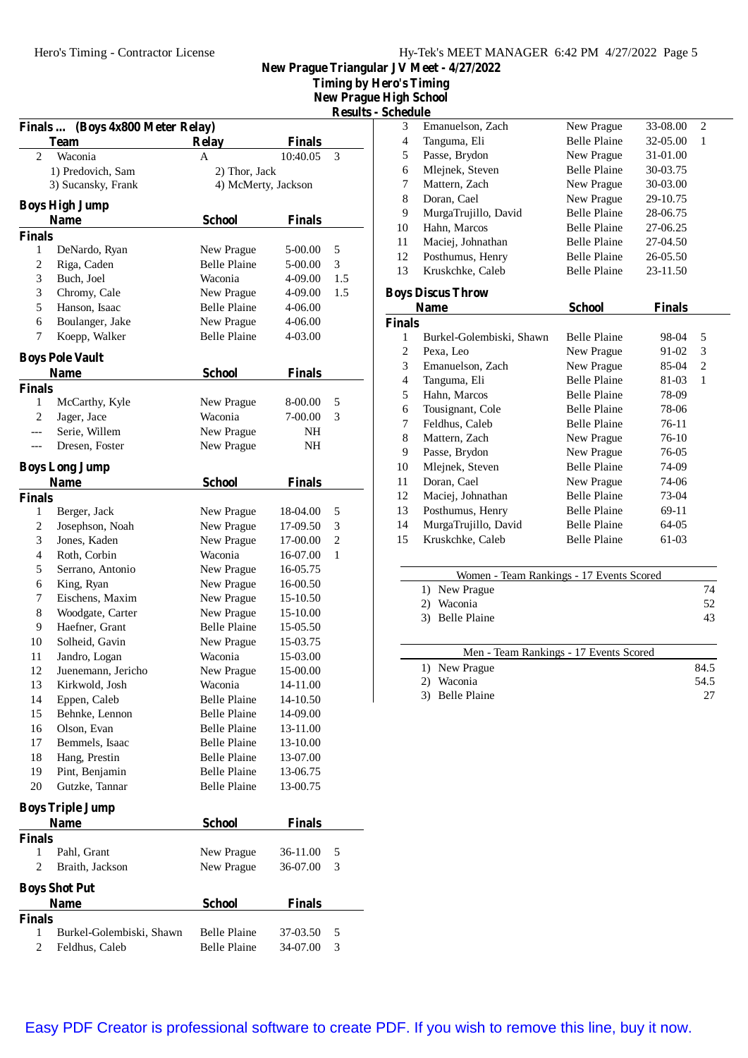New Prague Triangular JV Meet - 4/27/2022
Timing by Hero's Timing
New Prague High School
Results - Schedule

## Finals ... (Boys 4x800 Meter Relay)

| | Team | Relay | Finals | |
|---|---|---|---|---|
| 2 | Waconia | A | 10:40.05 | 3 |
| | 1) Predovich, Sam | 2) Thor, Jack | | |
| | 3) Sucansky, Frank | 4) McMerty, Jackson | | |

## Boys High Jump

| | Name | School | Finals | |
|---|---|---|---|---|
| **Finals** | | | | |
| 1 | DeNardo, Ryan | New Prague | 5-00.00 | 5 |
| 2 | Riga, Caden | Belle Plaine | 5-00.00 | 3 |
| 3 | Buch, Joel | Waconia | 4-09.00 | 1.5 |
| 3 | Chromy, Cale | New Prague | 4-09.00 | 1.5 |
| 5 | Hanson, Isaac | Belle Plaine | 4-06.00 | |
| 6 | Boulanger, Jake | New Prague | 4-06.00 | |
| 7 | Koepp, Walker | Belle Plaine | 4-03.00 | |

## Boys Pole Vault

| | Name | School | Finals | |
|---|---|---|---|---|
| **Finals** | | | | |
| 1 | McCarthy, Kyle | New Prague | 8-00.00 | 5 |
| 2 | Jager, Jace | Waconia | 7-00.00 | 3 |
| --- | Serie, Willem | New Prague | NH | |
| --- | Dresen, Foster | New Prague | NH | |

## Boys Long Jump

| | Name | School | Finals | |
|---|---|---|---|---|
| **Finals** | | | | |
| 1 | Berger, Jack | New Prague | 18-04.00 | 5 |
| 2 | Josephson, Noah | New Prague | 17-09.50 | 3 |
| 3 | Jones, Kaden | New Prague | 17-00.00 | 2 |
| 4 | Roth, Corbin | Waconia | 16-07.00 | 1 |
| 5 | Serrano, Antonio | New Prague | 16-05.75 | |
| 6 | King, Ryan | New Prague | 16-00.50 | |
| 7 | Eischens, Maxim | New Prague | 15-10.50 | |
| 8 | Woodgate, Carter | New Prague | 15-10.00 | |
| 9 | Haefner, Grant | Belle Plaine | 15-05.50 | |
| 10 | Solheid, Gavin | New Prague | 15-03.75 | |
| 11 | Jandro, Logan | Waconia | 15-03.00 | |
| 12 | Juenemann, Jericho | New Prague | 15-00.00 | |
| 13 | Kirkwold, Josh | Waconia | 14-11.00 | |
| 14 | Eppen, Caleb | Belle Plaine | 14-10.50 | |
| 15 | Behnke, Lennon | Belle Plaine | 14-09.00 | |
| 16 | Olson, Evan | Belle Plaine | 13-11.00 | |
| 17 | Bemmels, Isaac | Belle Plaine | 13-10.00 | |
| 18 | Hang, Prestin | Belle Plaine | 13-07.00 | |
| 19 | Pint, Benjamin | Belle Plaine | 13-06.75 | |
| 20 | Gutzke, Tannar | Belle Plaine | 13-00.75 | |

## Boys Triple Jump

| | Name | School | Finals | |
|---|---|---|---|---|
| **Finals** | | | | |
| 1 | Pahl, Grant | New Prague | 36-11.00 | 5 |
| 2 | Braith, Jackson | New Prague | 36-07.00 | 3 |

## Boys Shot Put

| | Name | School | Finals | |
|---|---|---|---|---|
| **Finals** | | | | |
| 1 | Burkel-Golembiski, Shawn | Belle Plaine | 37-03.50 | 5 |
| 2 | Feldhus, Caleb | Belle Plaine | 34-07.00 | 3 |
| 3 | Emanuelson, Zach | New Prague | 33-08.00 | 2 |
| 4 | Tanguma, Eli | Belle Plaine | 32-05.00 | 1 |
| 5 | Passe, Brydon | New Prague | 31-01.00 | |
| 6 | Mlejnek, Steven | Belle Plaine | 30-03.75 | |
| 7 | Mattern, Zach | New Prague | 30-03.00 | |
| 8 | Doran, Cael | New Prague | 29-10.75 | |
| 9 | MurgaTrujillo, David | Belle Plaine | 28-06.75 | |
| 10 | Hahn, Marcos | Belle Plaine | 27-06.25 | |
| 11 | Maciej, Johnathan | Belle Plaine | 27-04.50 | |
| 12 | Posthumus, Henry | Belle Plaine | 26-05.50 | |
| 13 | Kruskchke, Caleb | Belle Plaine | 23-11.50 | |

## Boys Discus Throw

| | Name | School | Finals | |
|---|---|---|---|---|
| **Finals** | | | | |
| 1 | Burkel-Golembiski, Shawn | Belle Plaine | 98-04 | 5 |
| 2 | Pexa, Leo | New Prague | 91-02 | 3 |
| 3 | Emanuelson, Zach | New Prague | 85-04 | 2 |
| 4 | Tanguma, Eli | Belle Plaine | 81-03 | 1 |
| 5 | Hahn, Marcos | Belle Plaine | 78-09 | |
| 6 | Tousignant, Cole | Belle Plaine | 78-06 | |
| 7 | Feldhus, Caleb | Belle Plaine | 76-11 | |
| 8 | Mattern, Zach | New Prague | 76-10 | |
| 9 | Passe, Brydon | New Prague | 76-05 | |
| 10 | Mlejnek, Steven | Belle Plaine | 74-09 | |
| 11 | Doran, Cael | New Prague | 74-06 | |
| 12 | Maciej, Johnathan | Belle Plaine | 73-04 | |
| 13 | Posthumus, Henry | Belle Plaine | 69-11 | |
| 14 | MurgaTrujillo, David | Belle Plaine | 64-05 | |
| 15 | Kruskchke, Caleb | Belle Plaine | 61-03 | |

| Women - Team Rankings - 17 Events Scored | |
|---|---|
| 1) New Prague | 74 |
| 2) Waconia | 52 |
| 3) Belle Plaine | 43 |

| Men - Team Rankings - 17 Events Scored | |
|---|---|
| 1) New Prague | 84.5 |
| 2) Waconia | 54.5 |
| 3) Belle Plaine | 27 |